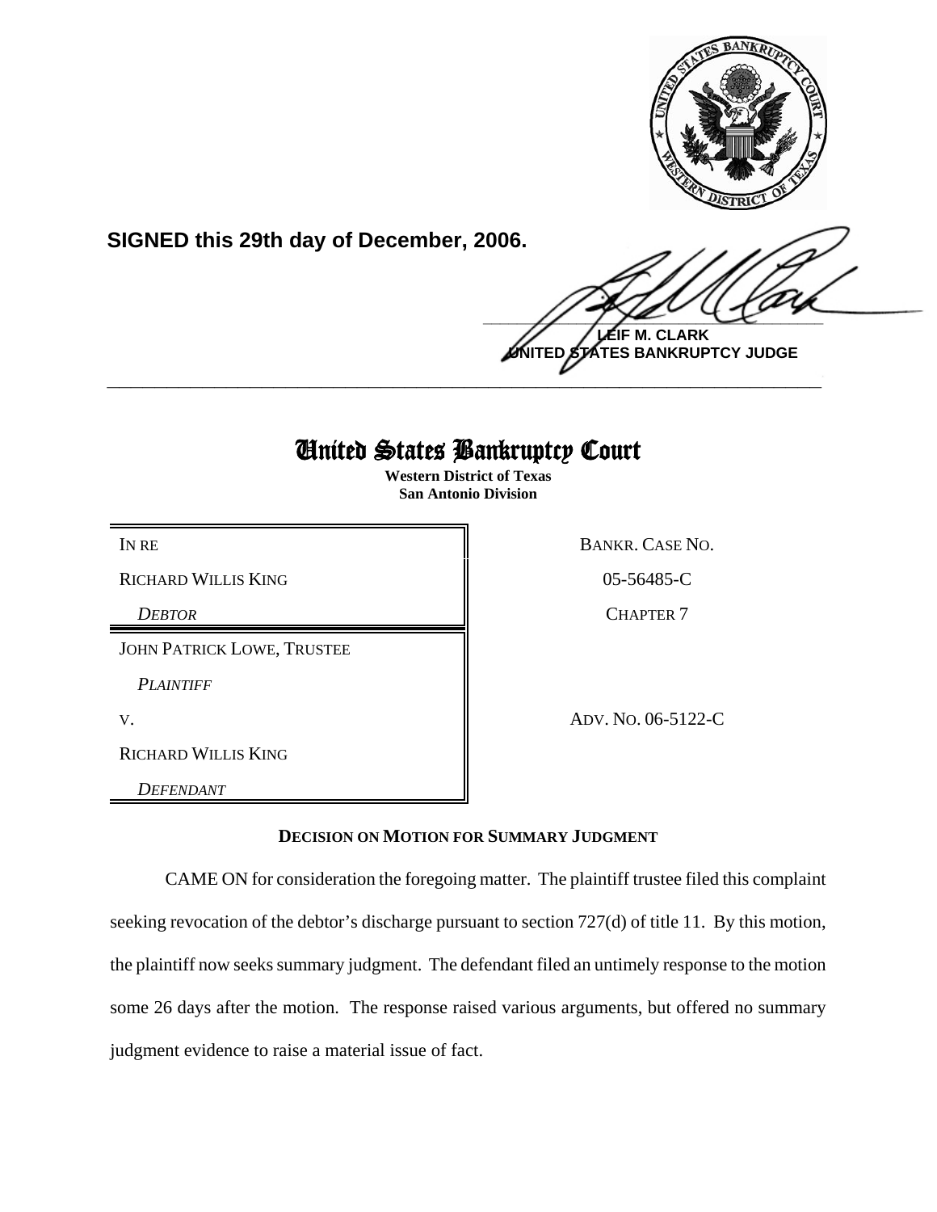**SIGNED this 29th day of December, 2006.**

**LEIF M. CLARK**
**UNITED STATES BANKRUPTCY JUDGE**

---

# United States Bankruptcy Court

**Western District of Texas**
**San Antonio Division**

| | |
|---|---|
| IN RE | BANKR. CASE NO. |
| RICHARD WILLIS KING | 05-56485-C |
| *DEBTOR* | CHAPTER 7 |
| JOHN PATRICK LOWE, TRUSTEE | |
| *PLAINTIFF* | |
| V. | ADV. NO. 06-5122-C |
| RICHARD WILLIS KING | |
| *DEFENDANT* | |

**DECISION ON MOTION FOR SUMMARY JUDGMENT**

CAME ON for consideration the foregoing matter. The plaintiff trustee filed this complaint seeking revocation of the debtor's discharge pursuant to section 727(d) of title 11. By this motion, the plaintiff now seeks summary judgment. The defendant filed an untimely response to the motion some 26 days after the motion. The response raised various arguments, but offered no summary judgment evidence to raise a material issue of fact.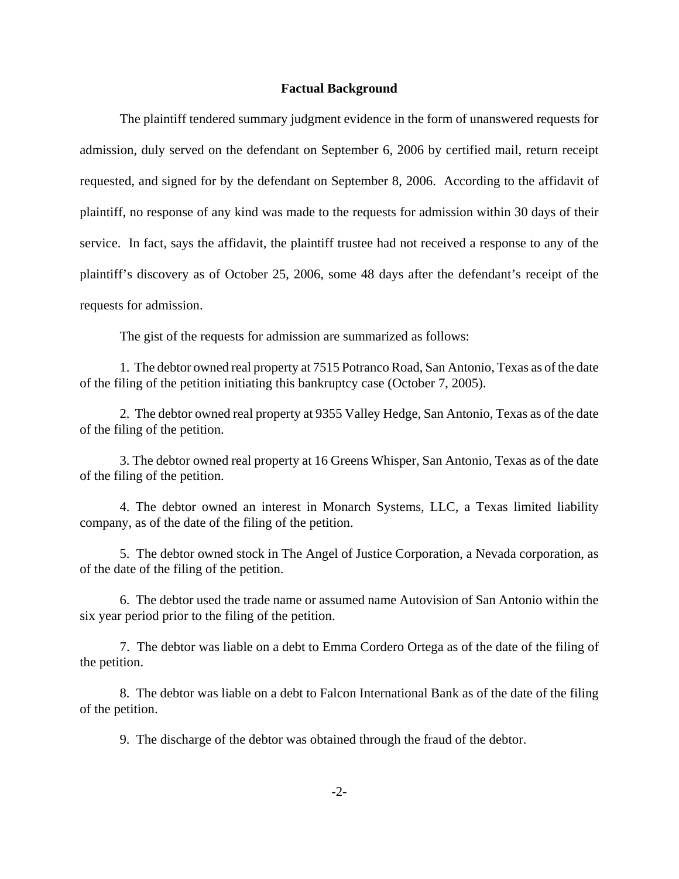## Factual Background

The plaintiff tendered summary judgment evidence in the form of unanswered requests for admission, duly served on the defendant on September 6, 2006 by certified mail, return receipt requested, and signed for by the defendant on September 8, 2006. According to the affidavit of plaintiff, no response of any kind was made to the requests for admission within 30 days of their service. In fact, says the affidavit, the plaintiff trustee had not received a response to any of the plaintiff's discovery as of October 25, 2006, some 48 days after the defendant's receipt of the requests for admission.

The gist of the requests for admission are summarized as follows:

1. The debtor owned real property at 7515 Potranco Road, San Antonio, Texas as of the date of the filing of the petition initiating this bankruptcy case (October 7, 2005).

2. The debtor owned real property at 9355 Valley Hedge, San Antonio, Texas as of the date of the filing of the petition.

3. The debtor owned real property at 16 Greens Whisper, San Antonio, Texas as of the date of the filing of the petition.

4. The debtor owned an interest in Monarch Systems, LLC, a Texas limited liability company, as of the date of the filing of the petition.

5. The debtor owned stock in The Angel of Justice Corporation, a Nevada corporation, as of the date of the filing of the petition.

6. The debtor used the trade name or assumed name Autovision of San Antonio within the six year period prior to the filing of the petition.

7. The debtor was liable on a debt to Emma Cordero Ortega as of the date of the filing of the petition.

8. The debtor was liable on a debt to Falcon International Bank as of the date of the filing of the petition.

9. The discharge of the debtor was obtained through the fraud of the debtor.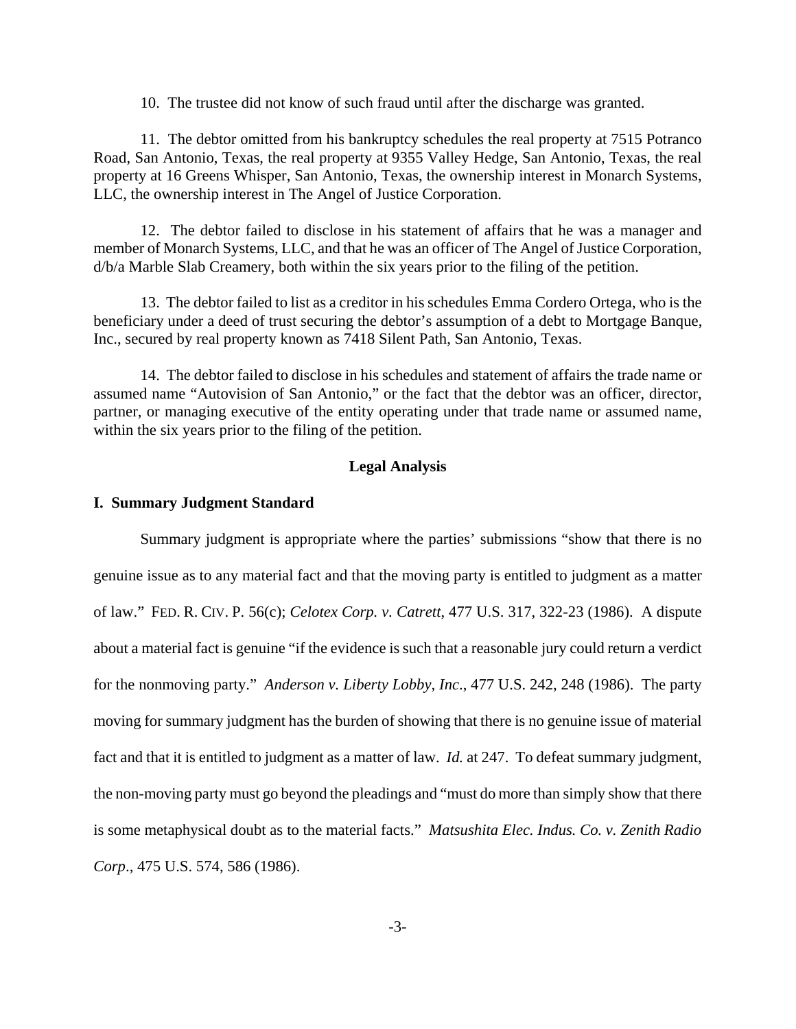10. The trustee did not know of such fraud until after the discharge was granted.

11. The debtor omitted from his bankruptcy schedules the real property at 7515 Potranco Road, San Antonio, Texas, the real property at 9355 Valley Hedge, San Antonio, Texas, the real property at 16 Greens Whisper, San Antonio, Texas, the ownership interest in Monarch Systems, LLC, the ownership interest in The Angel of Justice Corporation.

12. The debtor failed to disclose in his statement of affairs that he was a manager and member of Monarch Systems, LLC, and that he was an officer of The Angel of Justice Corporation, d/b/a Marble Slab Creamery, both within the six years prior to the filing of the petition.

13. The debtor failed to list as a creditor in his schedules Emma Cordero Ortega, who is the beneficiary under a deed of trust securing the debtor's assumption of a debt to Mortgage Banque, Inc., secured by real property known as 7418 Silent Path, San Antonio, Texas.

14. The debtor failed to disclose in his schedules and statement of affairs the trade name or assumed name "Autovision of San Antonio," or the fact that the debtor was an officer, director, partner, or managing executive of the entity operating under that trade name or assumed name, within the six years prior to the filing of the petition.

## Legal Analysis

### I. Summary Judgment Standard

Summary judgment is appropriate where the parties' submissions "show that there is no genuine issue as to any material fact and that the moving party is entitled to judgment as a matter of law." FED. R. CIV. P. 56(c); *Celotex Corp. v. Catrett*, 477 U.S. 317, 322-23 (1986). A dispute about a material fact is genuine "if the evidence is such that a reasonable jury could return a verdict for the nonmoving party." *Anderson v. Liberty Lobby, Inc*., 477 U.S. 242, 248 (1986). The party moving for summary judgment has the burden of showing that there is no genuine issue of material fact and that it is entitled to judgment as a matter of law. *Id.* at 247. To defeat summary judgment, the non-moving party must go beyond the pleadings and "must do more than simply show that there is some metaphysical doubt as to the material facts." *Matsushita Elec. Indus. Co. v. Zenith Radio Corp*., 475 U.S. 574, 586 (1986).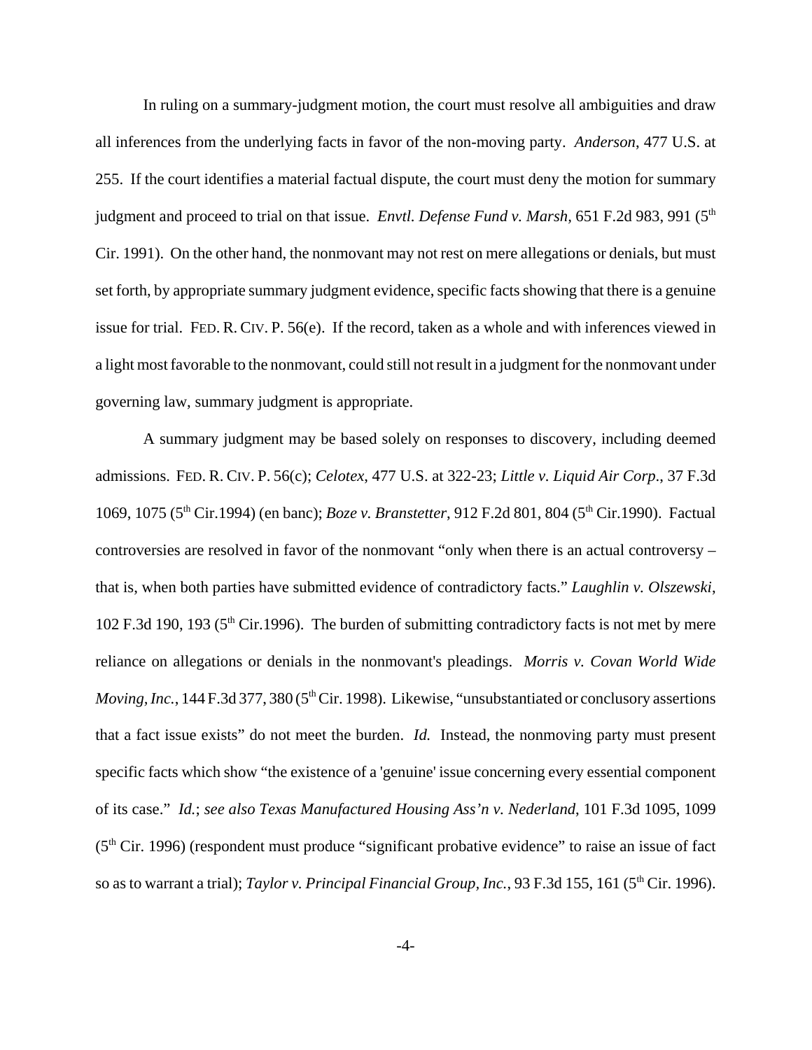In ruling on a summary-judgment motion, the court must resolve all ambiguities and draw all inferences from the underlying facts in favor of the non-moving party. *Anderson*, 477 U.S. at 255. If the court identifies a material factual dispute, the court must deny the motion for summary judgment and proceed to trial on that issue. *Envtl. Defense Fund v. Marsh*, 651 F.2d 983, 991 (5th Cir. 1991). On the other hand, the nonmovant may not rest on mere allegations or denials, but must set forth, by appropriate summary judgment evidence, specific facts showing that there is a genuine issue for trial. FED. R. CIV. P. 56(e). If the record, taken as a whole and with inferences viewed in a light most favorable to the nonmovant, could still not result in a judgment for the nonmovant under governing law, summary judgment is appropriate.

A summary judgment may be based solely on responses to discovery, including deemed admissions. FED. R. CIV. P. 56(c); *Celotex*, 477 U.S. at 322-23; *Little v. Liquid Air Corp.*, 37 F.3d 1069, 1075 (5th Cir.1994) (en banc); *Boze v. Branstetter*, 912 F.2d 801, 804 (5th Cir.1990). Factual controversies are resolved in favor of the nonmovant "only when there is an actual controversy – that is, when both parties have submitted evidence of contradictory facts." *Laughlin v. Olszewski*, 102 F.3d 190, 193 (5th Cir.1996). The burden of submitting contradictory facts is not met by mere reliance on allegations or denials in the nonmovant's pleadings. *Morris v. Covan World Wide Moving, Inc.*, 144 F.3d 377, 380 (5th Cir. 1998). Likewise, "unsubstantiated or conclusory assertions that a fact issue exists" do not meet the burden. *Id.* Instead, the nonmoving party must present specific facts which show "the existence of a 'genuine' issue concerning every essential component of its case." *Id.*; *see also Texas Manufactured Housing Ass'n v. Nederland*, 101 F.3d 1095, 1099 (5th Cir. 1996) (respondent must produce "significant probative evidence" to raise an issue of fact so as to warrant a trial); *Taylor v. Principal Financial Group, Inc.*, 93 F.3d 155, 161 (5th Cir. 1996).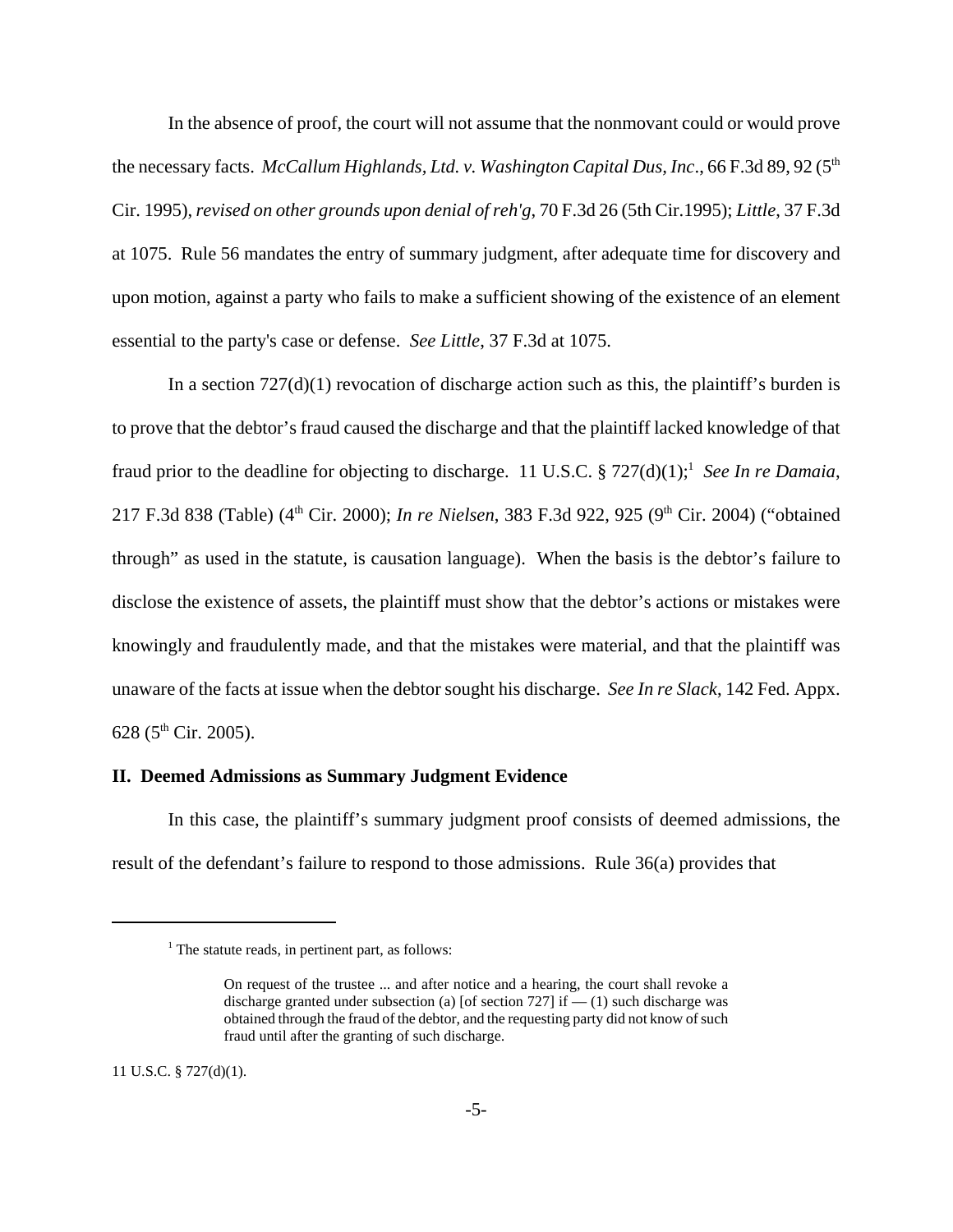In the absence of proof, the court will not assume that the nonmovant could or would prove the necessary facts. *McCallum Highlands, Ltd. v. Washington Capital Dus, Inc*., 66 F.3d 89, 92 (5th Cir. 1995), *revised on other grounds upon denial of reh'g*, 70 F.3d 26 (5th Cir.1995); *Little*, 37 F.3d at 1075. Rule 56 mandates the entry of summary judgment, after adequate time for discovery and upon motion, against a party who fails to make a sufficient showing of the existence of an element essential to the party's case or defense. *See Little*, 37 F.3d at 1075.

In a section 727(d)(1) revocation of discharge action such as this, the plaintiff's burden is to prove that the debtor's fraud caused the discharge and that the plaintiff lacked knowledge of that fraud prior to the deadline for objecting to discharge. 11 U.S.C. § 727(d)(1);[1] *See In re Damaia*, 217 F.3d 838 (Table) (4th Cir. 2000); *In re Nielsen*, 383 F.3d 922, 925 (9th Cir. 2004) ("obtained through" as used in the statute, is causation language). When the basis is the debtor's failure to disclose the existence of assets, the plaintiff must show that the debtor's actions or mistakes were knowingly and fraudulently made, and that the mistakes were material, and that the plaintiff was unaware of the facts at issue when the debtor sought his discharge. *See In re Slack*, 142 Fed. Appx. 628 (5th Cir. 2005).

## II. Deemed Admissions as Summary Judgment Evidence

In this case, the plaintiff's summary judgment proof consists of deemed admissions, the result of the defendant's failure to respond to those admissions. Rule 36(a) provides that

---

[1] The statute reads, in pertinent part, as follows:

> On request of the trustee ... and after notice and a hearing, the court shall revoke a discharge granted under subsection (a) [of section 727] if — (1) such discharge was obtained through the fraud of the debtor, and the requesting party did not know of such fraud until after the granting of such discharge.

11 U.S.C. § 727(d)(1).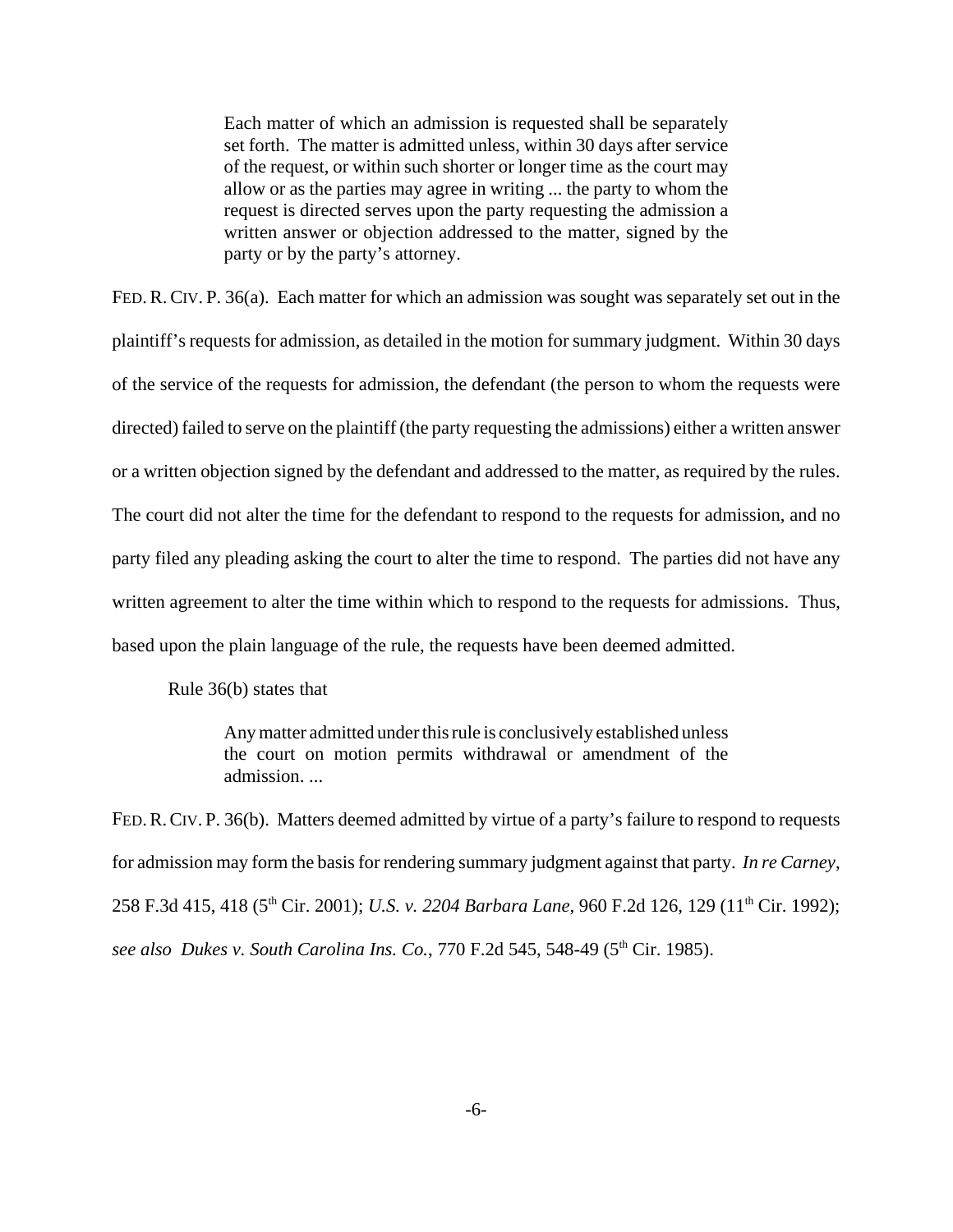> Each matter of which an admission is requested shall be separately set forth. The matter is admitted unless, within 30 days after service of the request, or within such shorter or longer time as the court may allow or as the parties may agree in writing ... the party to whom the request is directed serves upon the party requesting the admission a written answer or objection addressed to the matter, signed by the party or by the party's attorney.

FED. R. CIV. P. 36(a). Each matter for which an admission was sought was separately set out in the plaintiff's requests for admission, as detailed in the motion for summary judgment. Within 30 days of the service of the requests for admission, the defendant (the person to whom the requests were directed) failed to serve on the plaintiff (the party requesting the admissions) either a written answer or a written objection signed by the defendant and addressed to the matter, as required by the rules. The court did not alter the time for the defendant to respond to the requests for admission, and no party filed any pleading asking the court to alter the time to respond. The parties did not have any written agreement to alter the time within which to respond to the requests for admissions. Thus, based upon the plain language of the rule, the requests have been deemed admitted.

Rule 36(b) states that

> Any matter admitted under this rule is conclusively established unless the court on motion permits withdrawal or amendment of the admission. ...

FED. R. CIV. P. 36(b). Matters deemed admitted by virtue of a party's failure to respond to requests for admission may form the basis for rendering summary judgment against that party. *In re Carney*, 258 F.3d 415, 418 (5th Cir. 2001); *U.S. v. 2204 Barbara Lane*, 960 F.2d 126, 129 (11th Cir. 1992); *see also Dukes v. South Carolina Ins. Co.*, 770 F.2d 545, 548-49 (5th Cir. 1985).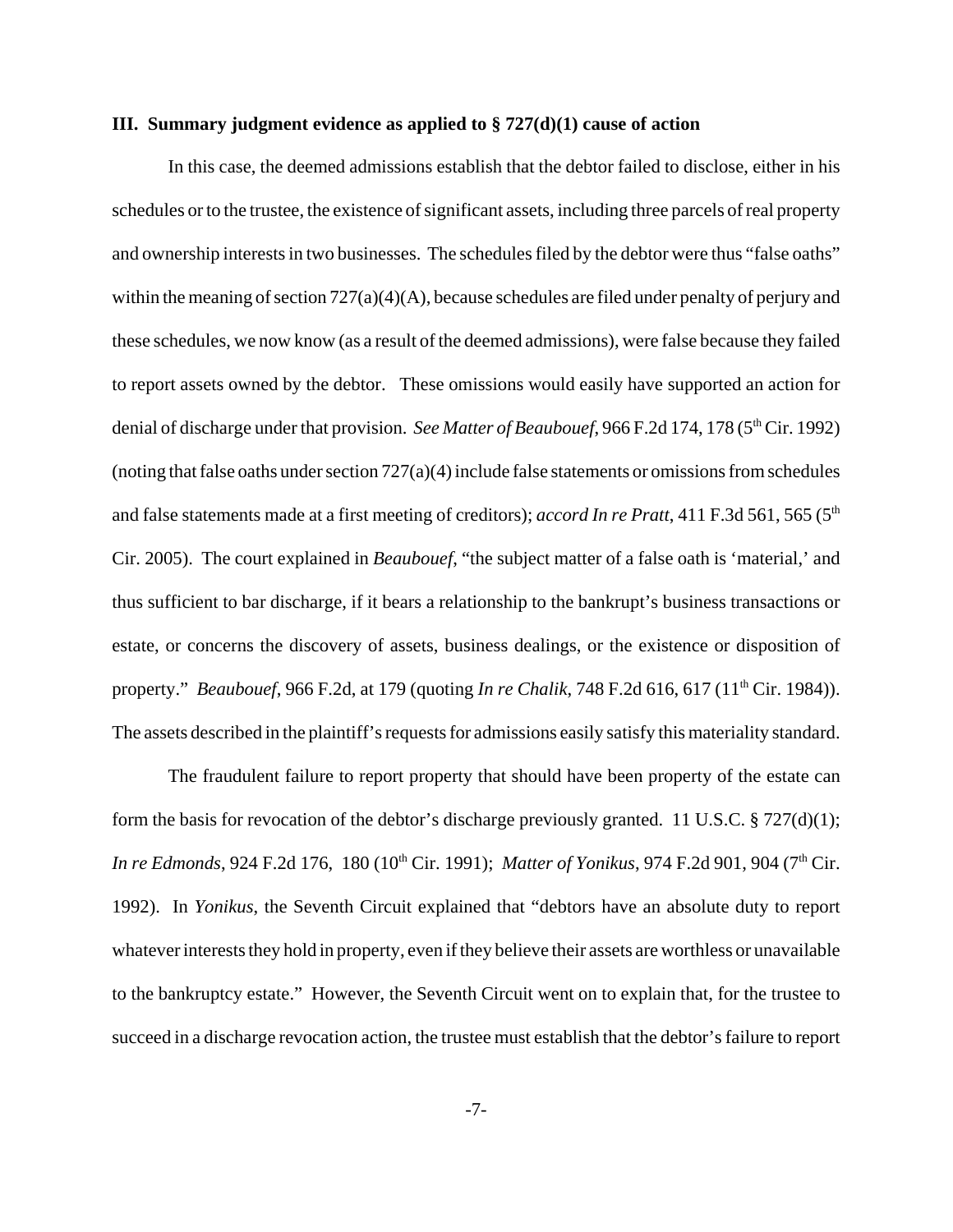### III. Summary judgment evidence as applied to § 727(d)(1) cause of action

In this case, the deemed admissions establish that the debtor failed to disclose, either in his schedules or to the trustee, the existence of significant assets, including three parcels of real property and ownership interests in two businesses. The schedules filed by the debtor were thus "false oaths" within the meaning of section 727(a)(4)(A), because schedules are filed under penalty of perjury and these schedules, we now know (as a result of the deemed admissions), were false because they failed to report assets owned by the debtor. These omissions would easily have supported an action for denial of discharge under that provision. *See Matter of Beaubouef*, 966 F.2d 174, 178 (5th Cir. 1992) (noting that false oaths under section 727(a)(4) include false statements or omissions from schedules and false statements made at a first meeting of creditors); *accord In re Pratt*, 411 F.3d 561, 565 (5th Cir. 2005). The court explained in *Beaubouef*, "the subject matter of a false oath is 'material,' and thus sufficient to bar discharge, if it bears a relationship to the bankrupt's business transactions or estate, or concerns the discovery of assets, business dealings, or the existence or disposition of property." *Beaubouef*, 966 F.2d, at 179 (quoting *In re Chalik*, 748 F.2d 616, 617 (11th Cir. 1984)). The assets described in the plaintiff's requests for admissions easily satisfy this materiality standard.

The fraudulent failure to report property that should have been property of the estate can form the basis for revocation of the debtor's discharge previously granted. 11 U.S.C. § 727(d)(1); *In re Edmonds*, 924 F.2d 176, 180 (10th Cir. 1991); *Matter of Yonikus*, 974 F.2d 901, 904 (7th Cir. 1992). In *Yonikus*, the Seventh Circuit explained that "debtors have an absolute duty to report whatever interests they hold in property, even if they believe their assets are worthless or unavailable to the bankruptcy estate." However, the Seventh Circuit went on to explain that, for the trustee to succeed in a discharge revocation action, the trustee must establish that the debtor's failure to report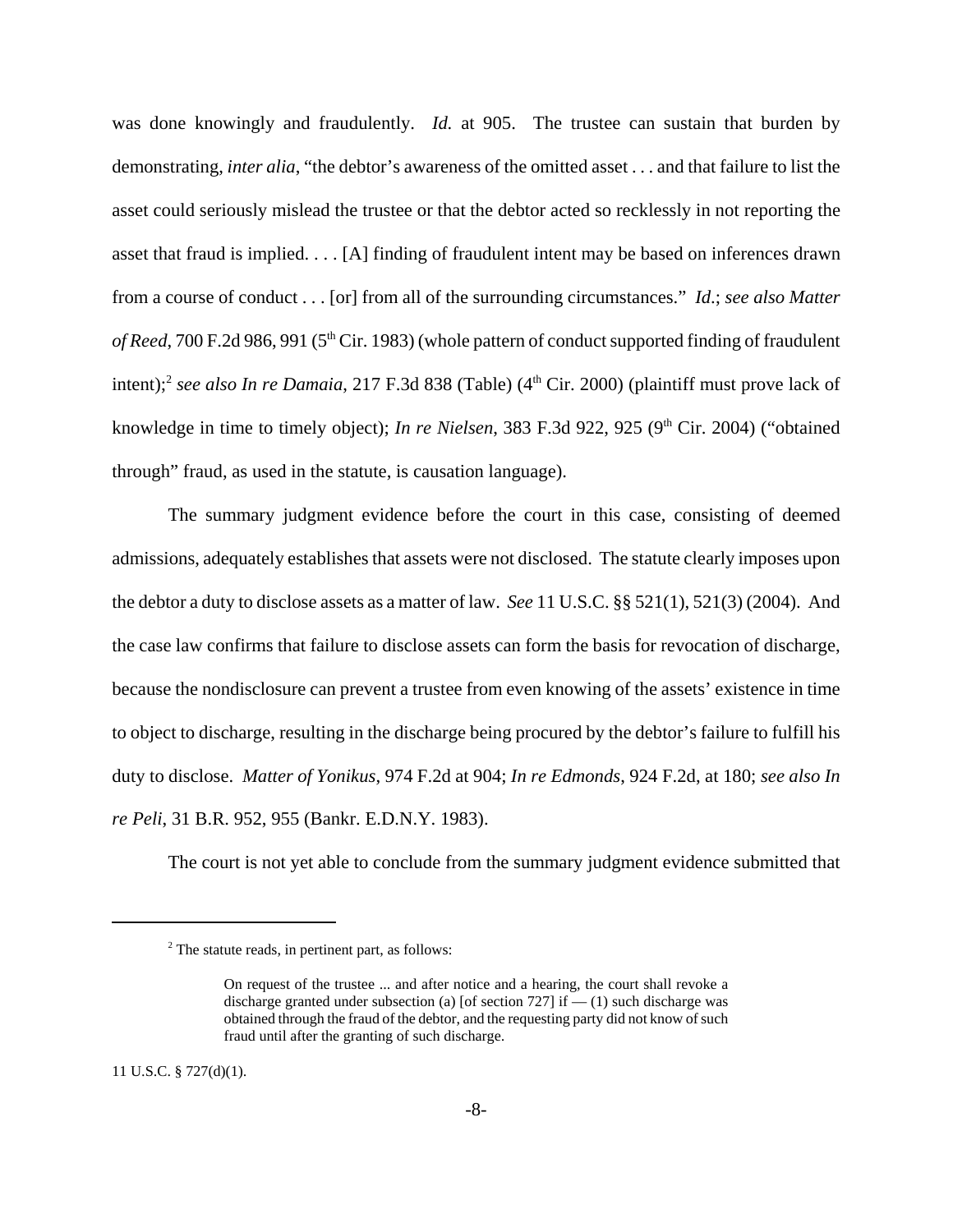was done knowingly and fraudulently. *Id.* at 905. The trustee can sustain that burden by demonstrating, *inter alia*, "the debtor's awareness of the omitted asset . . . and that failure to list the asset could seriously mislead the trustee or that the debtor acted so recklessly in not reporting the asset that fraud is implied. . . . [A] finding of fraudulent intent may be based on inferences drawn from a course of conduct . . . [or] from all of the surrounding circumstances." *Id*.; *see also Matter of Reed*, 700 F.2d 986, 991 (5th Cir. 1983) (whole pattern of conduct supported finding of fraudulent intent);[2] *see also In re Damaia*, 217 F.3d 838 (Table) (4th Cir. 2000) (plaintiff must prove lack of knowledge in time to timely object); *In re Nielsen*, 383 F.3d 922, 925 (9th Cir. 2004) ("obtained through" fraud, as used in the statute, is causation language).

The summary judgment evidence before the court in this case, consisting of deemed admissions, adequately establishes that assets were not disclosed. The statute clearly imposes upon the debtor a duty to disclose assets as a matter of law. *See* 11 U.S.C. §§ 521(1), 521(3) (2004). And the case law confirms that failure to disclose assets can form the basis for revocation of discharge, because the nondisclosure can prevent a trustee from even knowing of the assets' existence in time to object to discharge, resulting in the discharge being procured by the debtor's failure to fulfill his duty to disclose. *Matter of Yonikus*, 974 F.2d at 904; *In re Edmonds*, 924 F.2d, at 180; *see also In re Peli*, 31 B.R. 952, 955 (Bankr. E.D.N.Y. 1983).

The court is not yet able to conclude from the summary judgment evidence submitted that

---

[2] The statute reads, in pertinent part, as follows:

> On request of the trustee ... and after notice and a hearing, the court shall revoke a discharge granted under subsection (a) [of section 727] if — (1) such discharge was obtained through the fraud of the debtor, and the requesting party did not know of such fraud until after the granting of such discharge.

11 U.S.C. § 727(d)(1).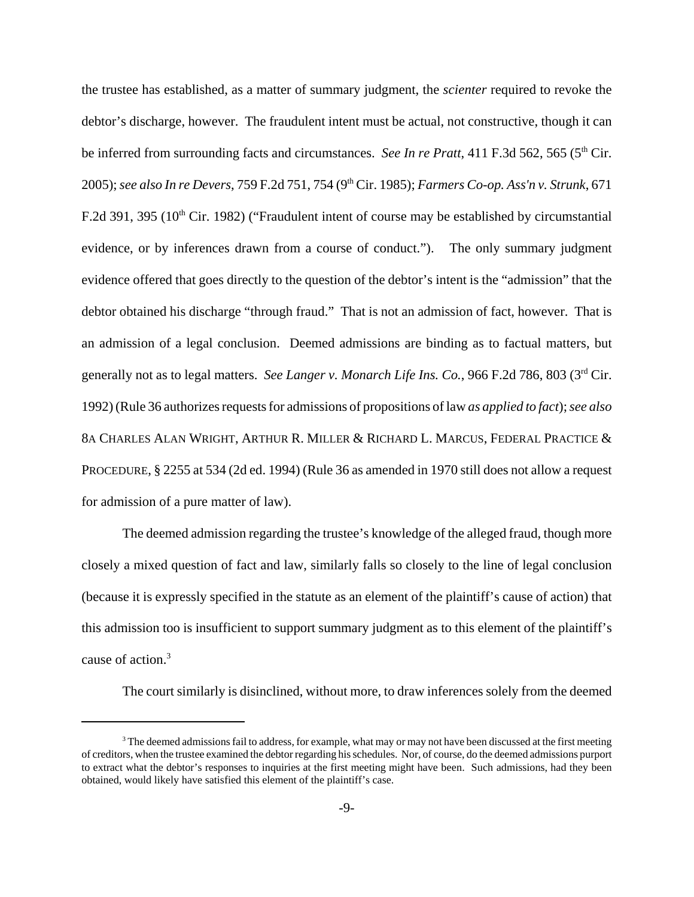the trustee has established, as a matter of summary judgment, the *scienter* required to revoke the debtor's discharge, however. The fraudulent intent must be actual, not constructive, though it can be inferred from surrounding facts and circumstances. *See In re Pratt*, 411 F.3d 562, 565 (5th Cir. 2005); *see also In re Devers*, 759 F.2d 751, 754 (9th Cir. 1985); *Farmers Co-op. Ass'n v. Strunk*, 671 F.2d 391, 395 (10th Cir. 1982) ("Fraudulent intent of course may be established by circumstantial evidence, or by inferences drawn from a course of conduct."). The only summary judgment evidence offered that goes directly to the question of the debtor's intent is the "admission" that the debtor obtained his discharge "through fraud." That is not an admission of fact, however. That is an admission of a legal conclusion. Deemed admissions are binding as to factual matters, but generally not as to legal matters. *See Langer v. Monarch Life Ins. Co.*, 966 F.2d 786, 803 (3rd Cir. 1992) (Rule 36 authorizes requests for admissions of propositions of law *as applied to fact*); *see also* 8A CHARLES ALAN WRIGHT, ARTHUR R. MILLER & RICHARD L. MARCUS, FEDERAL PRACTICE & PROCEDURE, § 2255 at 534 (2d ed. 1994) (Rule 36 as amended in 1970 still does not allow a request for admission of a pure matter of law).

The deemed admission regarding the trustee's knowledge of the alleged fraud, though more closely a mixed question of fact and law, similarly falls so closely to the line of legal conclusion (because it is expressly specified in the statute as an element of the plaintiff's cause of action) that this admission too is insufficient to support summary judgment as to this element of the plaintiff's cause of action.[3]

The court similarly is disinclined, without more, to draw inferences solely from the deemed

[3] The deemed admissions fail to address, for example, what may or may not have been discussed at the first meeting of creditors, when the trustee examined the debtor regarding his schedules. Nor, of course, do the deemed admissions purport to extract what the debtor's responses to inquiries at the first meeting might have been. Such admissions, had they been obtained, would likely have satisfied this element of the plaintiff's case.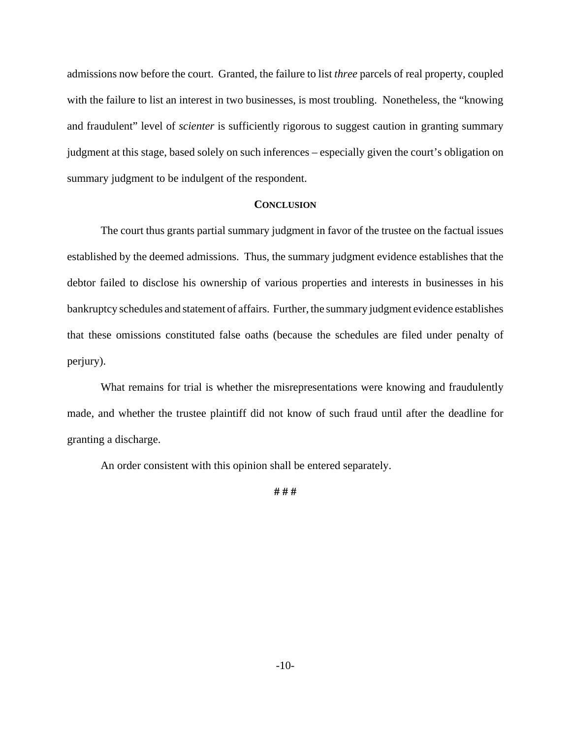admissions now before the court. Granted, the failure to list *three* parcels of real property, coupled with the failure to list an interest in two businesses, is most troubling. Nonetheless, the "knowing and fraudulent" level of *scienter* is sufficiently rigorous to suggest caution in granting summary judgment at this stage, based solely on such inferences – especially given the court's obligation on summary judgment to be indulgent of the respondent.

## CONCLUSION

The court thus grants partial summary judgment in favor of the trustee on the factual issues established by the deemed admissions. Thus, the summary judgment evidence establishes that the debtor failed to disclose his ownership of various properties and interests in businesses in his bankruptcy schedules and statement of affairs. Further, the summary judgment evidence establishes that these omissions constituted false oaths (because the schedules are filed under penalty of perjury).

What remains for trial is whether the misrepresentations were knowing and fraudulently made, and whether the trustee plaintiff did not know of such fraud until after the deadline for granting a discharge.

An order consistent with this opinion shall be entered separately.

# # #